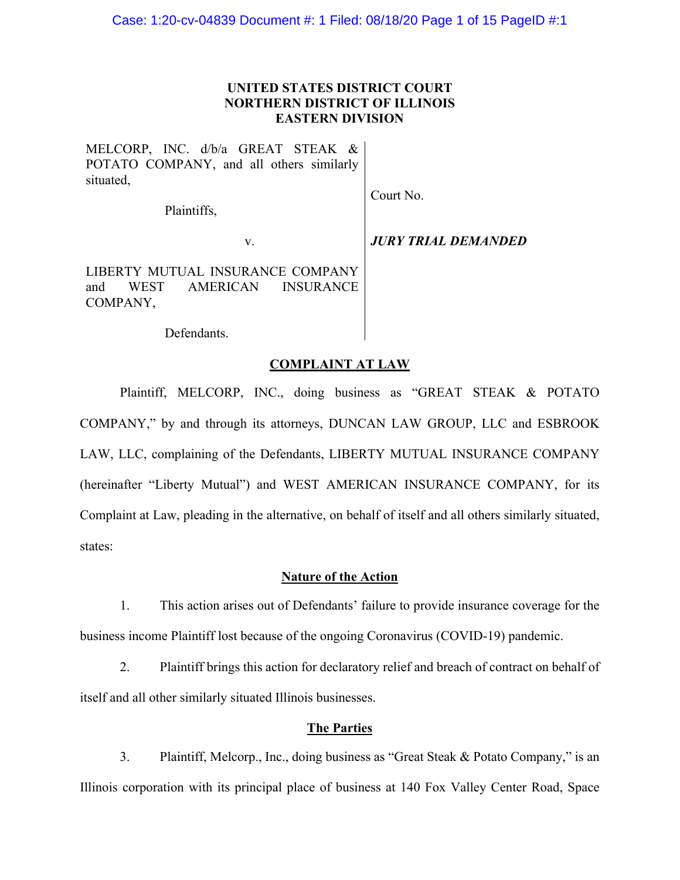**UNITED STATES DISTRICT COURT**
**NORTHERN DISTRICT OF ILLINOIS**
**EASTERN DIVISION**

| | |
|---|---|
| MELCORP, INC. d/b/a GREAT STEAK & POTATO COMPANY, and all others similarly situated, | |
| Plaintiffs, | Court No. |
| v. | ***JURY TRIAL DEMANDED*** |
| LIBERTY MUTUAL INSURANCE COMPANY and WEST AMERICAN INSURANCE COMPANY, | |
| Defendants. | |

## COMPLAINT AT LAW

Plaintiff, MELCORP, INC., doing business as "GREAT STEAK & POTATO COMPANY," by and through its attorneys, DUNCAN LAW GROUP, LLC and ESBROOK LAW, LLC, complaining of the Defendants, LIBERTY MUTUAL INSURANCE COMPANY (hereinafter "Liberty Mutual") and WEST AMERICAN INSURANCE COMPANY, for its Complaint at Law, pleading in the alternative, on behalf of itself and all others similarly situated, states:

### Nature of the Action

1. This action arises out of Defendants' failure to provide insurance coverage for the business income Plaintiff lost because of the ongoing Coronavirus (COVID-19) pandemic.

2. Plaintiff brings this action for declaratory relief and breach of contract on behalf of itself and all other similarly situated Illinois businesses.

### The Parties

3. Plaintiff, Melcorp., Inc., doing business as "Great Steak & Potato Company," is an Illinois corporation with its principal place of business at 140 Fox Valley Center Road, Space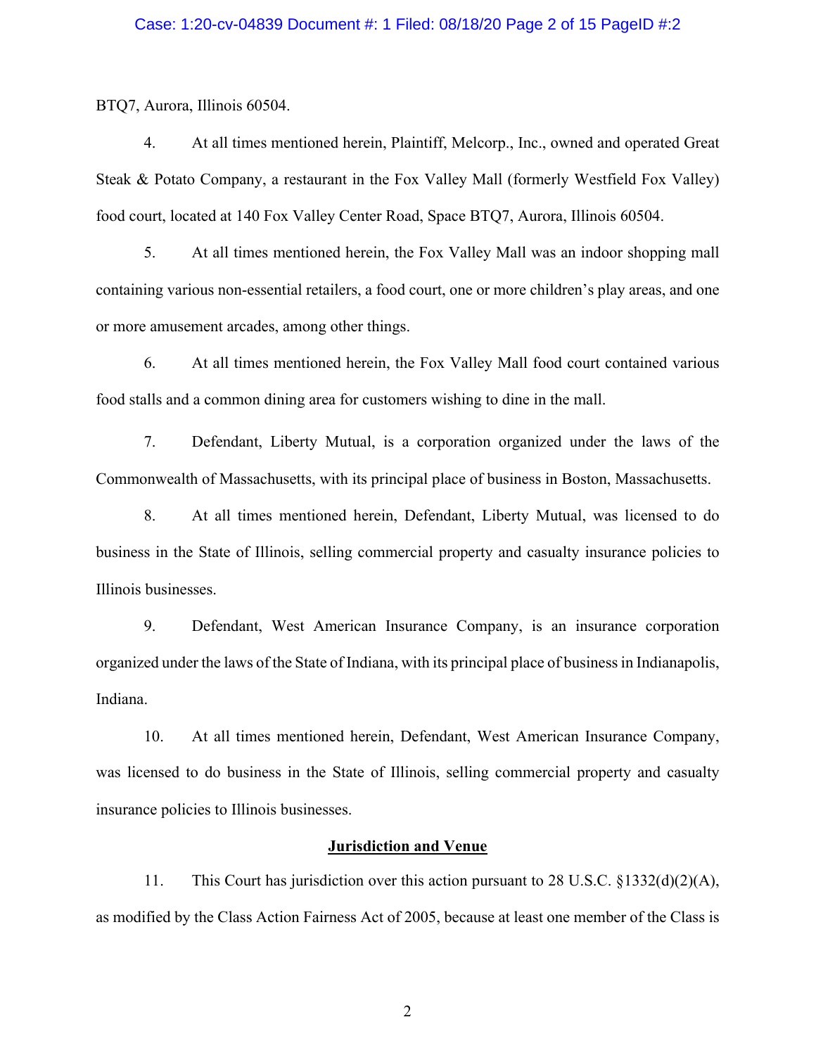BTQ7, Aurora, Illinois 60504.

4. At all times mentioned herein, Plaintiff, Melcorp., Inc., owned and operated Great Steak & Potato Company, a restaurant in the Fox Valley Mall (formerly Westfield Fox Valley) food court, located at 140 Fox Valley Center Road, Space BTQ7, Aurora, Illinois 60504.

5. At all times mentioned herein, the Fox Valley Mall was an indoor shopping mall containing various non-essential retailers, a food court, one or more children's play areas, and one or more amusement arcades, among other things.

6. At all times mentioned herein, the Fox Valley Mall food court contained various food stalls and a common dining area for customers wishing to dine in the mall.

7. Defendant, Liberty Mutual, is a corporation organized under the laws of the Commonwealth of Massachusetts, with its principal place of business in Boston, Massachusetts.

8. At all times mentioned herein, Defendant, Liberty Mutual, was licensed to do business in the State of Illinois, selling commercial property and casualty insurance policies to Illinois businesses.

9. Defendant, West American Insurance Company, is an insurance corporation organized under the laws of the State of Indiana, with its principal place of business in Indianapolis, Indiana.

10. At all times mentioned herein, Defendant, West American Insurance Company, was licensed to do business in the State of Illinois, selling commercial property and casualty insurance policies to Illinois businesses.

## Jurisdiction and Venue

11. This Court has jurisdiction over this action pursuant to 28 U.S.C. §1332(d)(2)(A), as modified by the Class Action Fairness Act of 2005, because at least one member of the Class is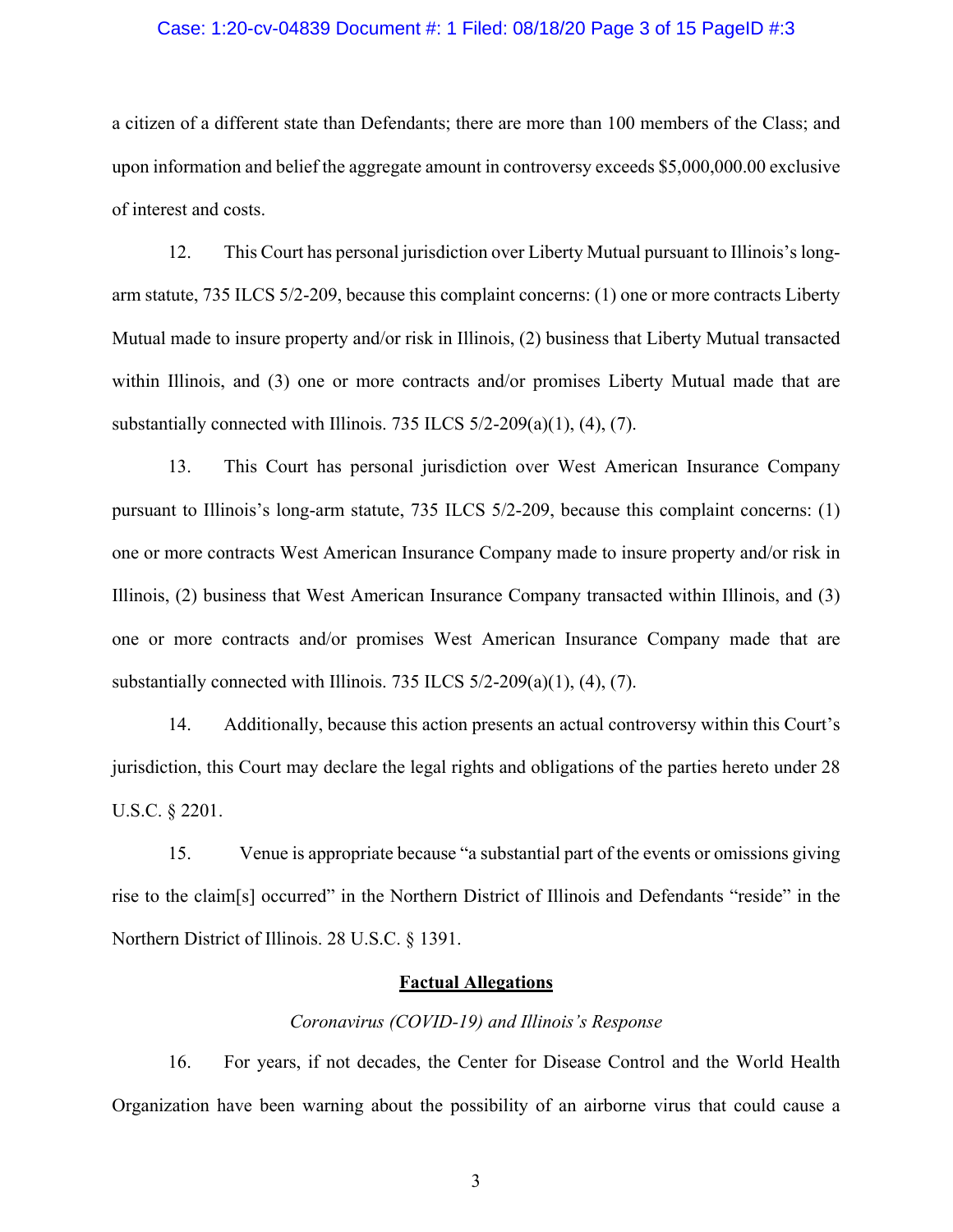a citizen of a different state than Defendants; there are more than 100 members of the Class; and upon information and belief the aggregate amount in controversy exceeds $5,000,000.00 exclusive of interest and costs.

12. This Court has personal jurisdiction over Liberty Mutual pursuant to Illinois's long-arm statute, 735 ILCS 5/2-209, because this complaint concerns: (1) one or more contracts Liberty Mutual made to insure property and/or risk in Illinois, (2) business that Liberty Mutual transacted within Illinois, and (3) one or more contracts and/or promises Liberty Mutual made that are substantially connected with Illinois. 735 ILCS 5/2-209(a)(1), (4), (7).

13. This Court has personal jurisdiction over West American Insurance Company pursuant to Illinois's long-arm statute, 735 ILCS 5/2-209, because this complaint concerns: (1) one or more contracts West American Insurance Company made to insure property and/or risk in Illinois, (2) business that West American Insurance Company transacted within Illinois, and (3) one or more contracts and/or promises West American Insurance Company made that are substantially connected with Illinois. 735 ILCS 5/2-209(a)(1), (4), (7).

14. Additionally, because this action presents an actual controversy within this Court's jurisdiction, this Court may declare the legal rights and obligations of the parties hereto under 28 U.S.C. § 2201.

15. Venue is appropriate because "a substantial part of the events or omissions giving rise to the claim[s] occurred" in the Northern District of Illinois and Defendants "reside" in the Northern District of Illinois. 28 U.S.C. § 1391.

## **Factual Allegations**

*Coronavirus (COVID-19) and Illinois's Response*

16. For years, if not decades, the Center for Disease Control and the World Health Organization have been warning about the possibility of an airborne virus that could cause a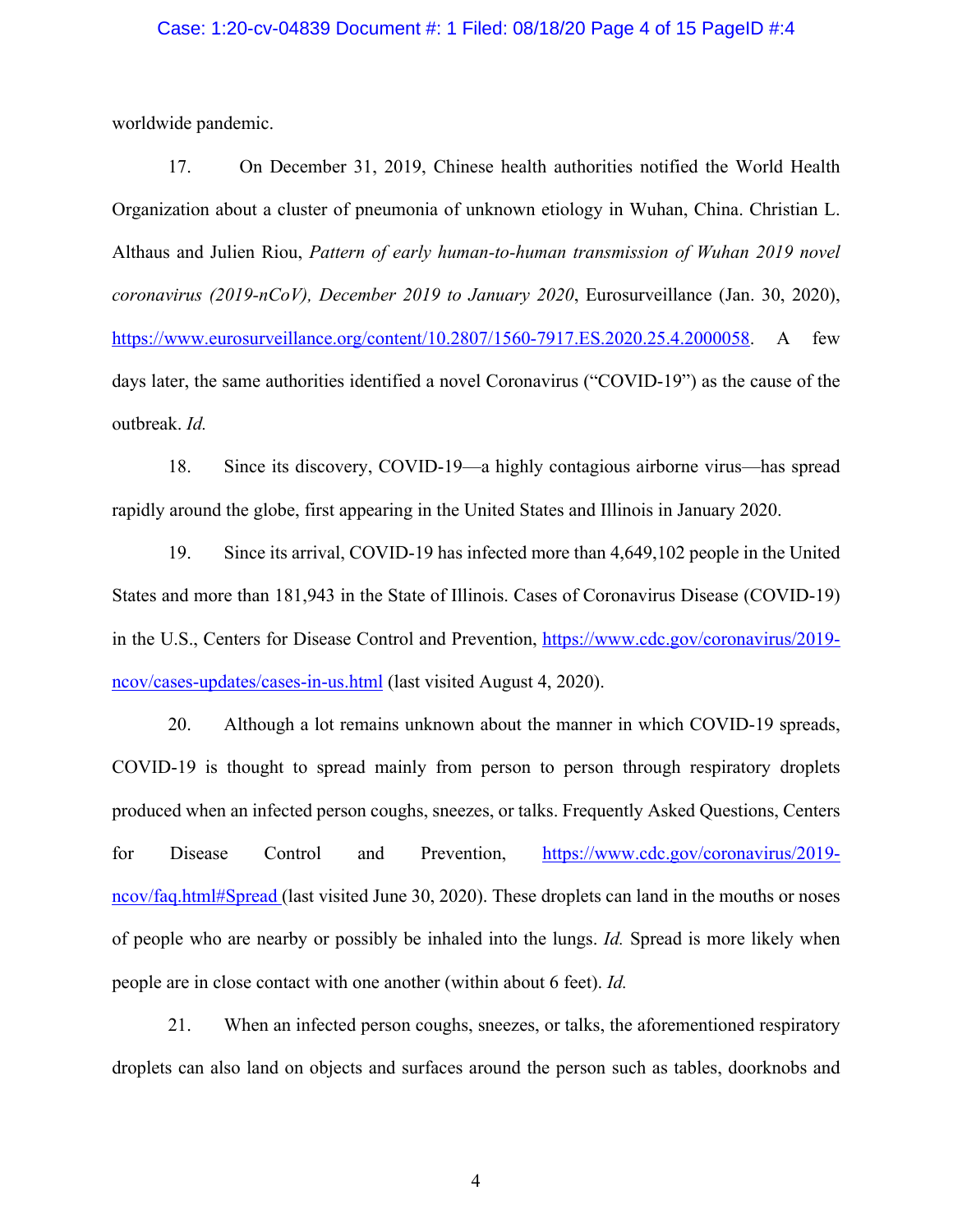worldwide pandemic.

17. On December 31, 2019, Chinese health authorities notified the World Health Organization about a cluster of pneumonia of unknown etiology in Wuhan, China. Christian L. Althaus and Julien Riou, *Pattern of early human-to-human transmission of Wuhan 2019 novel coronavirus (2019-nCoV), December 2019 to January 2020*, Eurosurveillance (Jan. 30, 2020), https://www.eurosurveillance.org/content/10.2807/1560-7917.ES.2020.25.4.2000058. A few days later, the same authorities identified a novel Coronavirus ("COVID-19") as the cause of the outbreak. *Id.*

18. Since its discovery, COVID-19—a highly contagious airborne virus—has spread rapidly around the globe, first appearing in the United States and Illinois in January 2020.

19. Since its arrival, COVID-19 has infected more than 4,649,102 people in the United States and more than 181,943 in the State of Illinois. Cases of Coronavirus Disease (COVID-19) in the U.S., Centers for Disease Control and Prevention, https://www.cdc.gov/coronavirus/2019-ncov/cases-updates/cases-in-us.html (last visited August 4, 2020).

20. Although a lot remains unknown about the manner in which COVID-19 spreads, COVID-19 is thought to spread mainly from person to person through respiratory droplets produced when an infected person coughs, sneezes, or talks. Frequently Asked Questions, Centers for Disease Control and Prevention, https://www.cdc.gov/coronavirus/2019-ncov/faq.html#Spread (last visited June 30, 2020). These droplets can land in the mouths or noses of people who are nearby or possibly be inhaled into the lungs. *Id.* Spread is more likely when people are in close contact with one another (within about 6 feet). *Id.*

21. When an infected person coughs, sneezes, or talks, the aforementioned respiratory droplets can also land on objects and surfaces around the person such as tables, doorknobs and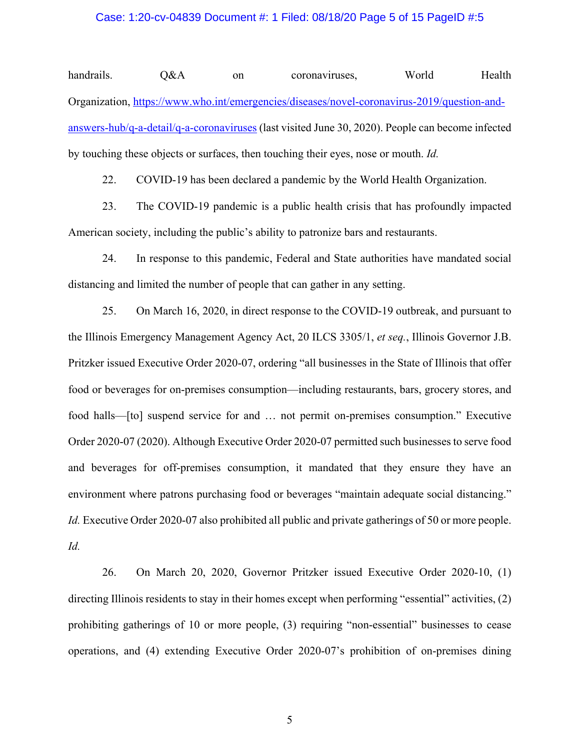handrails. Q&A on coronaviruses, World Health Organization, https://www.who.int/emergencies/diseases/novel-coronavirus-2019/question-and-answers-hub/q-a-detail/q-a-coronaviruses (last visited June 30, 2020). People can become infected by touching these objects or surfaces, then touching their eyes, nose or mouth. *Id.*

22. COVID-19 has been declared a pandemic by the World Health Organization.

23. The COVID-19 pandemic is a public health crisis that has profoundly impacted American society, including the public's ability to patronize bars and restaurants.

24. In response to this pandemic, Federal and State authorities have mandated social distancing and limited the number of people that can gather in any setting.

25. On March 16, 2020, in direct response to the COVID-19 outbreak, and pursuant to the Illinois Emergency Management Agency Act, 20 ILCS 3305/1, *et seq.*, Illinois Governor J.B. Pritzker issued Executive Order 2020-07, ordering "all businesses in the State of Illinois that offer food or beverages for on-premises consumption—including restaurants, bars, grocery stores, and food halls—[to] suspend service for and … not permit on-premises consumption." Executive Order 2020-07 (2020). Although Executive Order 2020-07 permitted such businesses to serve food and beverages for off-premises consumption, it mandated that they ensure they have an environment where patrons purchasing food or beverages "maintain adequate social distancing." *Id.* Executive Order 2020-07 also prohibited all public and private gatherings of 50 or more people. *Id.*

26. On March 20, 2020, Governor Pritzker issued Executive Order 2020-10, (1) directing Illinois residents to stay in their homes except when performing "essential" activities, (2) prohibiting gatherings of 10 or more people, (3) requiring "non-essential" businesses to cease operations, and (4) extending Executive Order 2020-07's prohibition of on-premises dining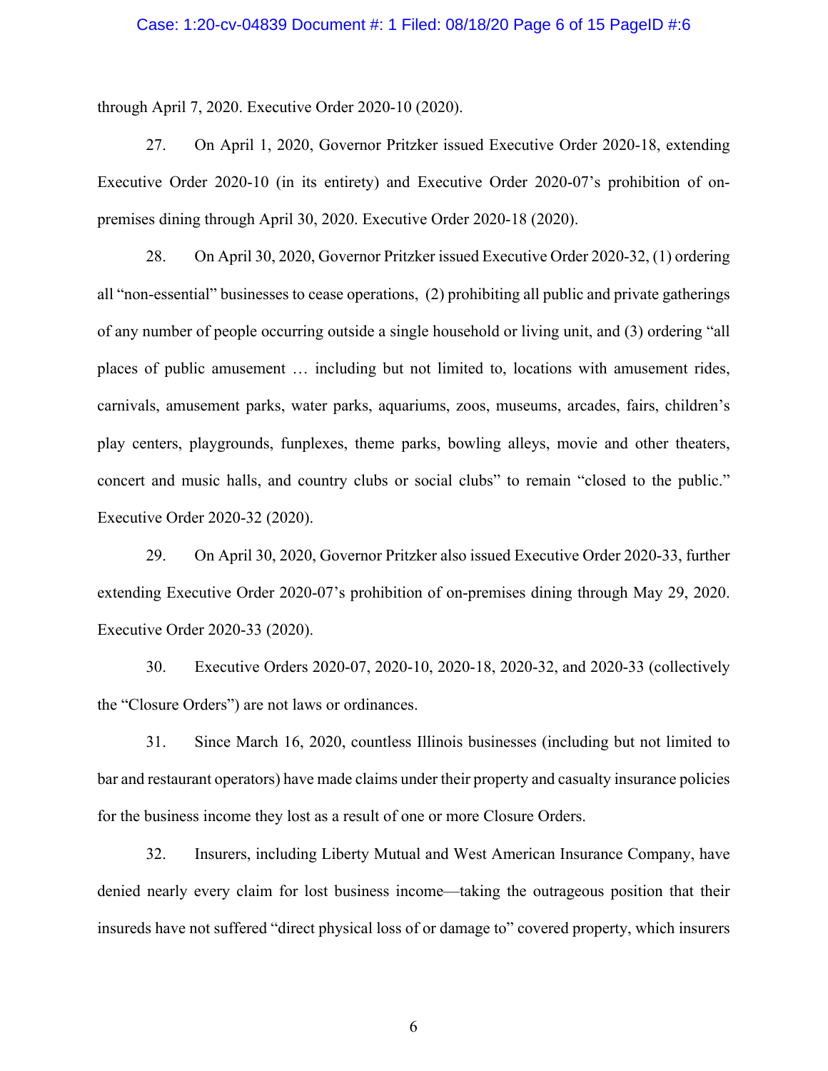through April 7, 2020. Executive Order 2020-10 (2020).

27. On April 1, 2020, Governor Pritzker issued Executive Order 2020-18, extending Executive Order 2020-10 (in its entirety) and Executive Order 2020-07's prohibition of on-premises dining through April 30, 2020. Executive Order 2020-18 (2020).

28. On April 30, 2020, Governor Pritzker issued Executive Order 2020-32, (1) ordering all "non-essential" businesses to cease operations, (2) prohibiting all public and private gatherings of any number of people occurring outside a single household or living unit, and (3) ordering "all places of public amusement … including but not limited to, locations with amusement rides, carnivals, amusement parks, water parks, aquariums, zoos, museums, arcades, fairs, children's play centers, playgrounds, funplexes, theme parks, bowling alleys, movie and other theaters, concert and music halls, and country clubs or social clubs" to remain "closed to the public." Executive Order 2020-32 (2020).

29. On April 30, 2020, Governor Pritzker also issued Executive Order 2020-33, further extending Executive Order 2020-07's prohibition of on-premises dining through May 29, 2020. Executive Order 2020-33 (2020).

30. Executive Orders 2020-07, 2020-10, 2020-18, 2020-32, and 2020-33 (collectively the "Closure Orders") are not laws or ordinances.

31. Since March 16, 2020, countless Illinois businesses (including but not limited to bar and restaurant operators) have made claims under their property and casualty insurance policies for the business income they lost as a result of one or more Closure Orders.

32. Insurers, including Liberty Mutual and West American Insurance Company, have denied nearly every claim for lost business income—taking the outrageous position that their insureds have not suffered "direct physical loss of or damage to" covered property, which insurers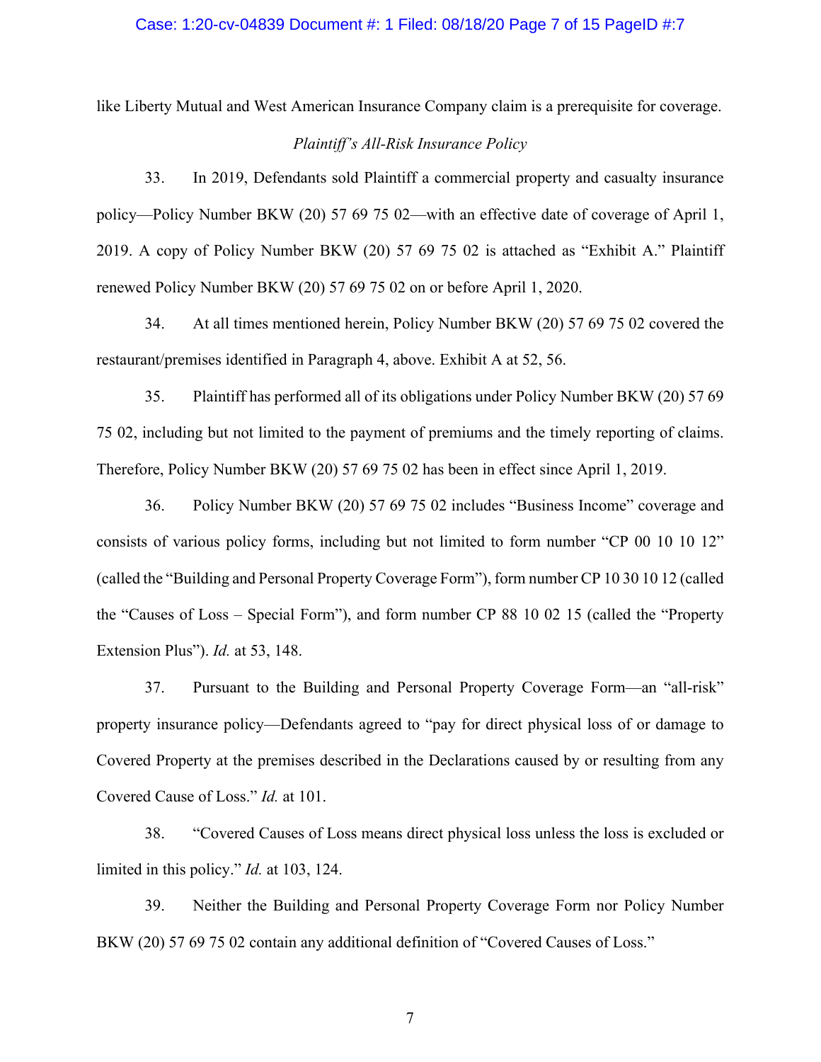like Liberty Mutual and West American Insurance Company claim is a prerequisite for coverage.

*Plaintiff's All-Risk Insurance Policy*

33. In 2019, Defendants sold Plaintiff a commercial property and casualty insurance policy—Policy Number BKW (20) 57 69 75 02—with an effective date of coverage of April 1, 2019. A copy of Policy Number BKW (20) 57 69 75 02 is attached as "Exhibit A." Plaintiff renewed Policy Number BKW (20) 57 69 75 02 on or before April 1, 2020.

34. At all times mentioned herein, Policy Number BKW (20) 57 69 75 02 covered the restaurant/premises identified in Paragraph 4, above. Exhibit A at 52, 56.

35. Plaintiff has performed all of its obligations under Policy Number BKW (20) 57 69 75 02, including but not limited to the payment of premiums and the timely reporting of claims. Therefore, Policy Number BKW (20) 57 69 75 02 has been in effect since April 1, 2019.

36. Policy Number BKW (20) 57 69 75 02 includes "Business Income" coverage and consists of various policy forms, including but not limited to form number "CP 00 10 10 12" (called the "Building and Personal Property Coverage Form"), form number CP 10 30 10 12 (called the "Causes of Loss – Special Form"), and form number CP 88 10 02 15 (called the "Property Extension Plus"). *Id.* at 53, 148.

37. Pursuant to the Building and Personal Property Coverage Form—an "all-risk" property insurance policy—Defendants agreed to "pay for direct physical loss of or damage to Covered Property at the premises described in the Declarations caused by or resulting from any Covered Cause of Loss." *Id.* at 101.

38. "Covered Causes of Loss means direct physical loss unless the loss is excluded or limited in this policy." *Id.* at 103, 124.

39. Neither the Building and Personal Property Coverage Form nor Policy Number BKW (20) 57 69 75 02 contain any additional definition of "Covered Causes of Loss."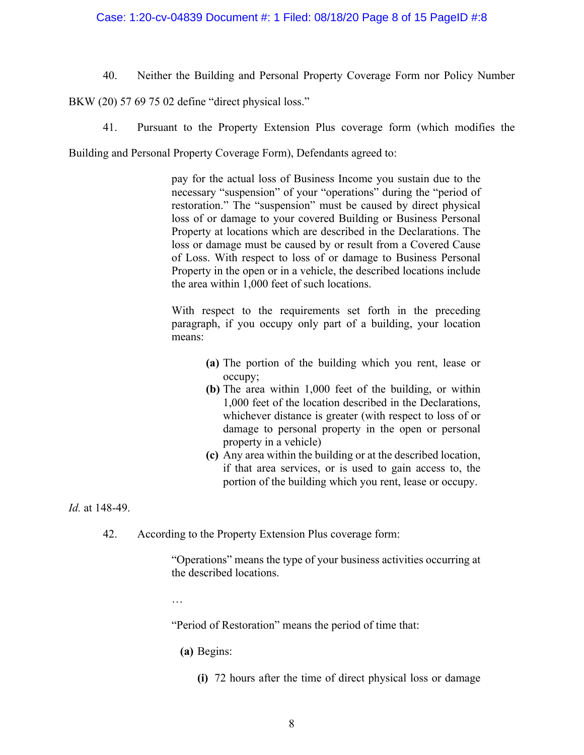40. Neither the Building and Personal Property Coverage Form nor Policy Number BKW (20) 57 69 75 02 define "direct physical loss."

41. Pursuant to the Property Extension Plus coverage form (which modifies the Building and Personal Property Coverage Form), Defendants agreed to:

> pay for the actual loss of Business Income you sustain due to the necessary "suspension" of your "operations" during the "period of restoration." The "suspension" must be caused by direct physical loss of or damage to your covered Building or Business Personal Property at locations which are described in the Declarations. The loss or damage must be caused by or result from a Covered Cause of Loss. With respect to loss of or damage to Business Personal Property in the open or in a vehicle, the described locations include the area within 1,000 feet of such locations.
>
> With respect to the requirements set forth in the preceding paragraph, if you occupy only part of a building, your location means:
>
> **(a)** The portion of the building which you rent, lease or occupy;
> **(b)** The area within 1,000 feet of the building, or within 1,000 feet of the location described in the Declarations, whichever distance is greater (with respect to loss of or damage to personal property in the open or personal property in a vehicle)
> **(c)** Any area within the building or at the described location, if that area services, or is used to gain access to, the portion of the building which you rent, lease or occupy.

*Id.* at 148-49.

42. According to the Property Extension Plus coverage form:

> "Operations" means the type of your business activities occurring at the described locations.
>
> …
>
> "Period of Restoration" means the period of time that:
>
> **(a)** Begins:
>
> **(i)** 72 hours after the time of direct physical loss or damage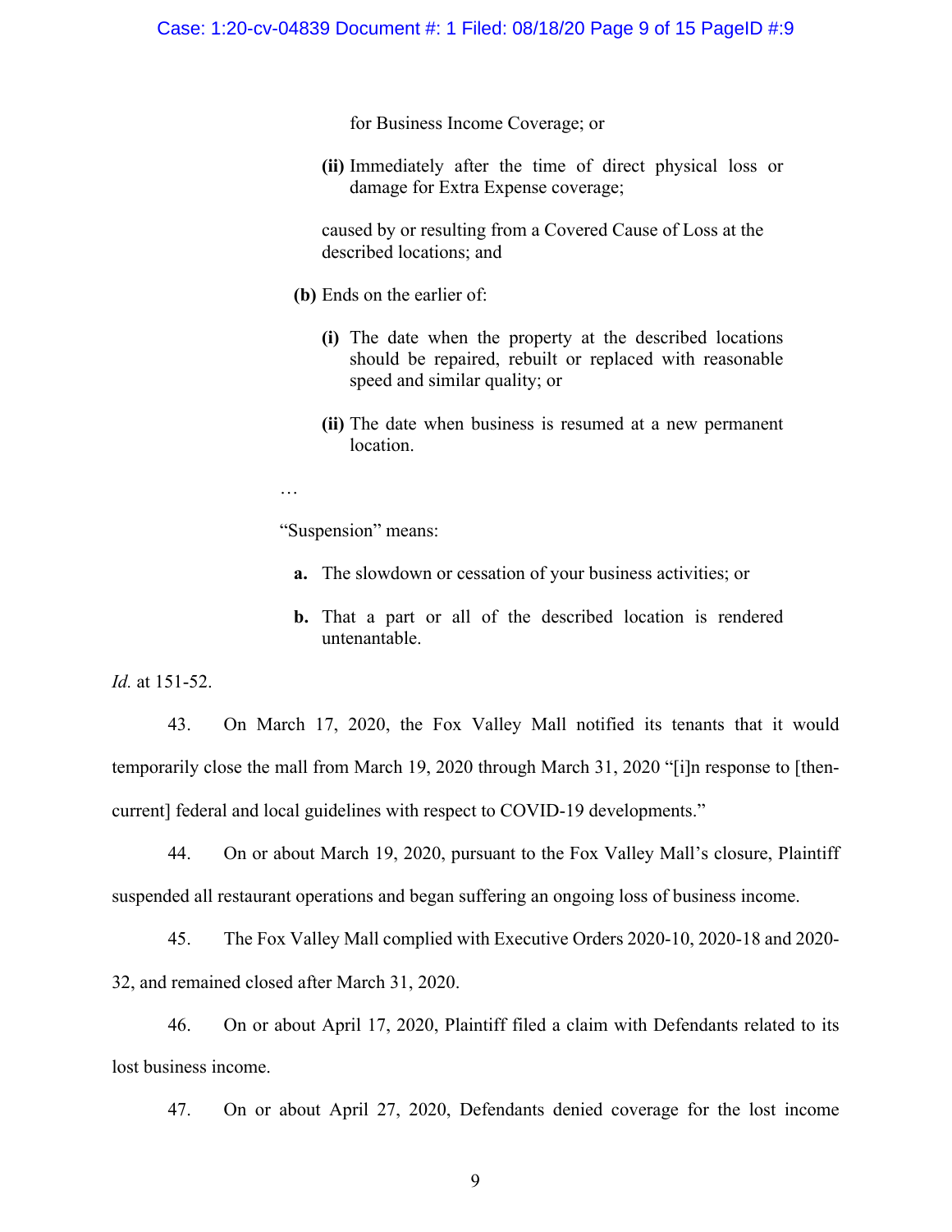for Business Income Coverage; or

**(ii)** Immediately after the time of direct physical loss or damage for Extra Expense coverage;

caused by or resulting from a Covered Cause of Loss at the described locations; and

**(b)** Ends on the earlier of:

**(i)** The date when the property at the described locations should be repaired, rebuilt or replaced with reasonable speed and similar quality; or

**(ii)** The date when business is resumed at a new permanent location.

…

"Suspension" means:

**a.** The slowdown or cessation of your business activities; or

**b.** That a part or all of the described location is rendered untenantable.

*Id.* at 151-52.

43. On March 17, 2020, the Fox Valley Mall notified its tenants that it would temporarily close the mall from March 19, 2020 through March 31, 2020 "[i]n response to [then-current] federal and local guidelines with respect to COVID-19 developments."

44. On or about March 19, 2020, pursuant to the Fox Valley Mall's closure, Plaintiff suspended all restaurant operations and began suffering an ongoing loss of business income.

45. The Fox Valley Mall complied with Executive Orders 2020-10, 2020-18 and 2020-32, and remained closed after March 31, 2020.

46. On or about April 17, 2020, Plaintiff filed a claim with Defendants related to its lost business income.

47. On or about April 27, 2020, Defendants denied coverage for the lost income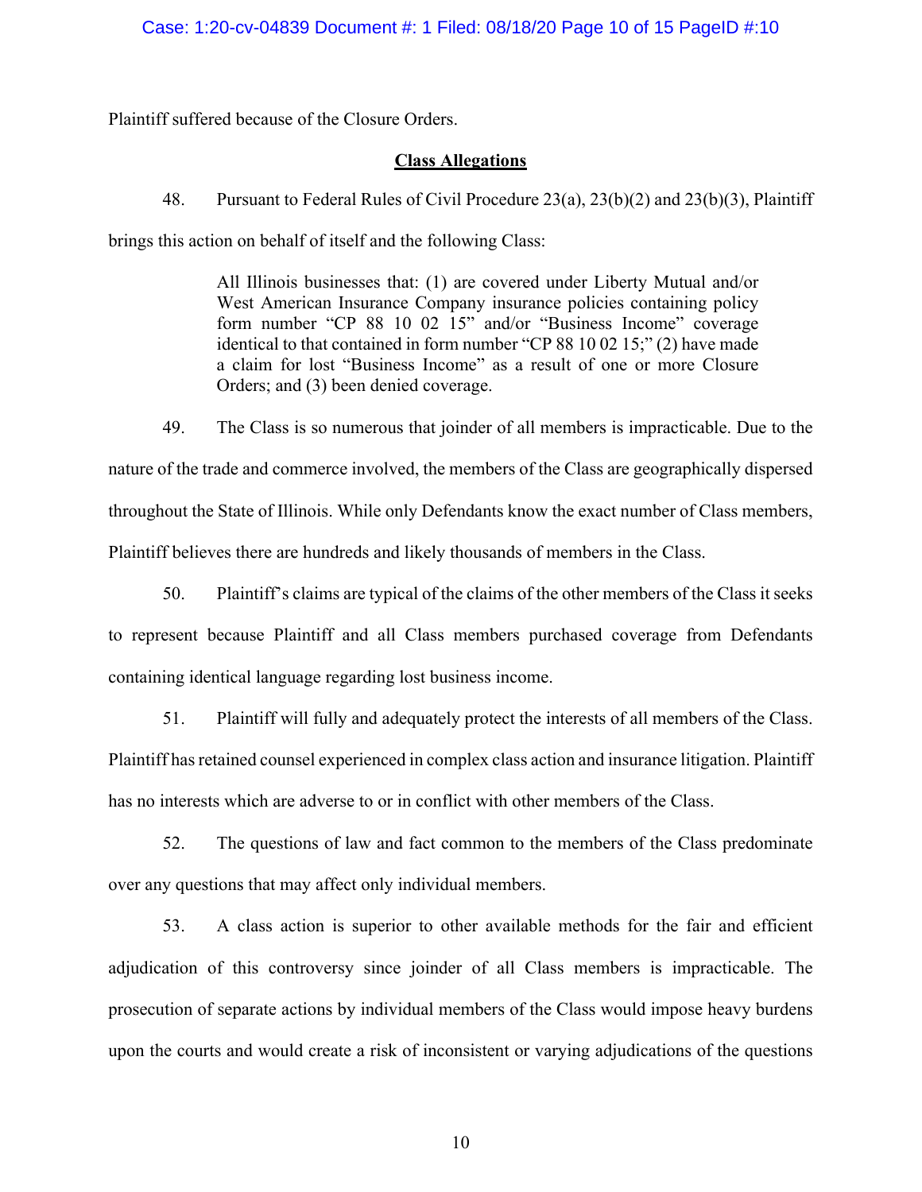Plaintiff suffered because of the Closure Orders.

## Class Allegations

48. Pursuant to Federal Rules of Civil Procedure 23(a), 23(b)(2) and 23(b)(3), Plaintiff brings this action on behalf of itself and the following Class:

> All Illinois businesses that: (1) are covered under Liberty Mutual and/or West American Insurance Company insurance policies containing policy form number "CP 88 10 02 15" and/or "Business Income" coverage identical to that contained in form number "CP 88 10 02 15;" (2) have made a claim for lost "Business Income" as a result of one or more Closure Orders; and (3) been denied coverage.

49. The Class is so numerous that joinder of all members is impracticable. Due to the nature of the trade and commerce involved, the members of the Class are geographically dispersed throughout the State of Illinois. While only Defendants know the exact number of Class members, Plaintiff believes there are hundreds and likely thousands of members in the Class.

50. Plaintiff's claims are typical of the claims of the other members of the Class it seeks to represent because Plaintiff and all Class members purchased coverage from Defendants containing identical language regarding lost business income.

51. Plaintiff will fully and adequately protect the interests of all members of the Class. Plaintiff has retained counsel experienced in complex class action and insurance litigation. Plaintiff has no interests which are adverse to or in conflict with other members of the Class.

52. The questions of law and fact common to the members of the Class predominate over any questions that may affect only individual members.

53. A class action is superior to other available methods for the fair and efficient adjudication of this controversy since joinder of all Class members is impracticable. The prosecution of separate actions by individual members of the Class would impose heavy burdens upon the courts and would create a risk of inconsistent or varying adjudications of the questions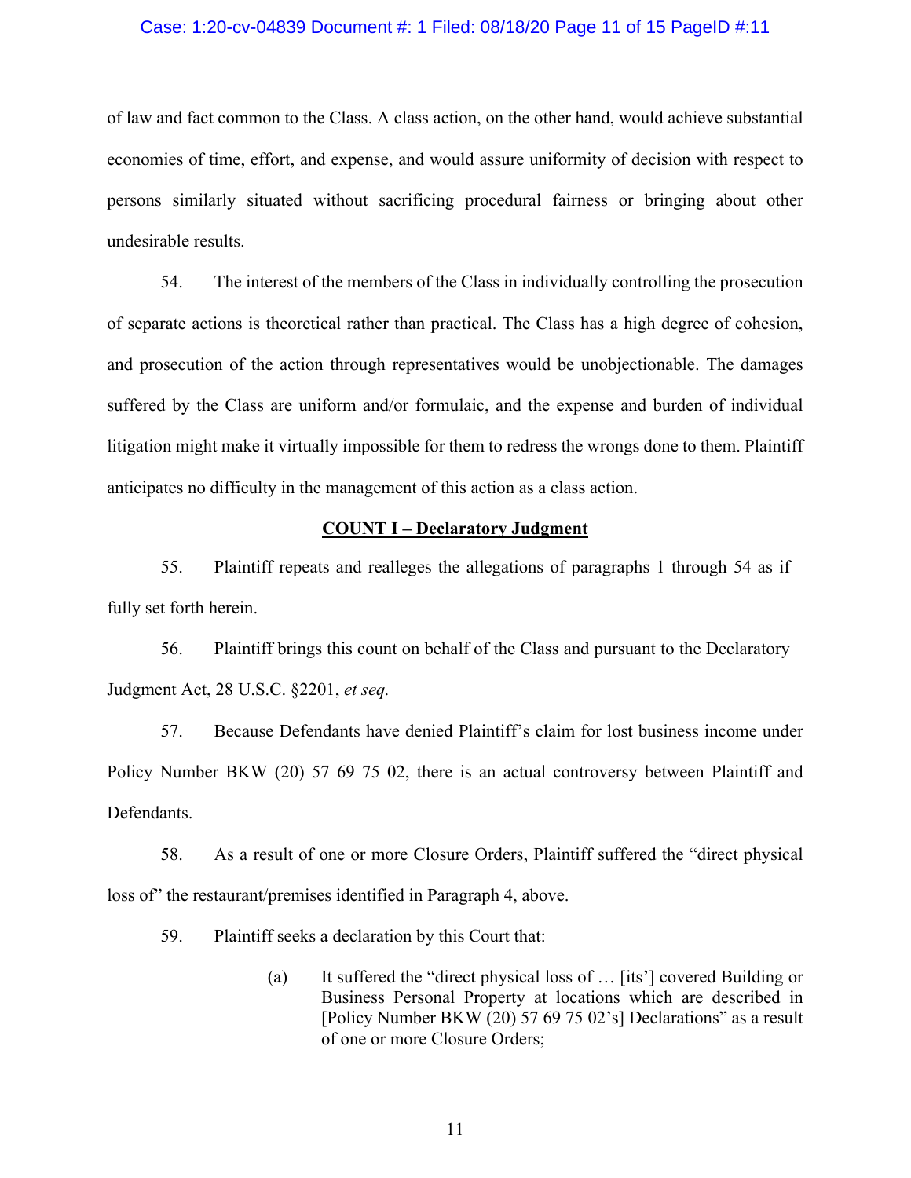of law and fact common to the Class. A class action, on the other hand, would achieve substantial economies of time, effort, and expense, and would assure uniformity of decision with respect to persons similarly situated without sacrificing procedural fairness or bringing about other undesirable results.

54. The interest of the members of the Class in individually controlling the prosecution of separate actions is theoretical rather than practical. The Class has a high degree of cohesion, and prosecution of the action through representatives would be unobjectionable. The damages suffered by the Class are uniform and/or formulaic, and the expense and burden of individual litigation might make it virtually impossible for them to redress the wrongs done to them. Plaintiff anticipates no difficulty in the management of this action as a class action.

**COUNT I – Declaratory Judgment**

55. Plaintiff repeats and realleges the allegations of paragraphs 1 through 54 as if fully set forth herein.

56. Plaintiff brings this count on behalf of the Class and pursuant to the Declaratory Judgment Act, 28 U.S.C. §2201, *et seq.*

57. Because Defendants have denied Plaintiff's claim for lost business income under Policy Number BKW (20) 57 69 75 02, there is an actual controversy between Plaintiff and Defendants.

58. As a result of one or more Closure Orders, Plaintiff suffered the "direct physical loss of" the restaurant/premises identified in Paragraph 4, above.

59. Plaintiff seeks a declaration by this Court that:

> (a) It suffered the "direct physical loss of … [its'] covered Building or Business Personal Property at locations which are described in [Policy Number BKW (20) 57 69 75 02's] Declarations" as a result of one or more Closure Orders;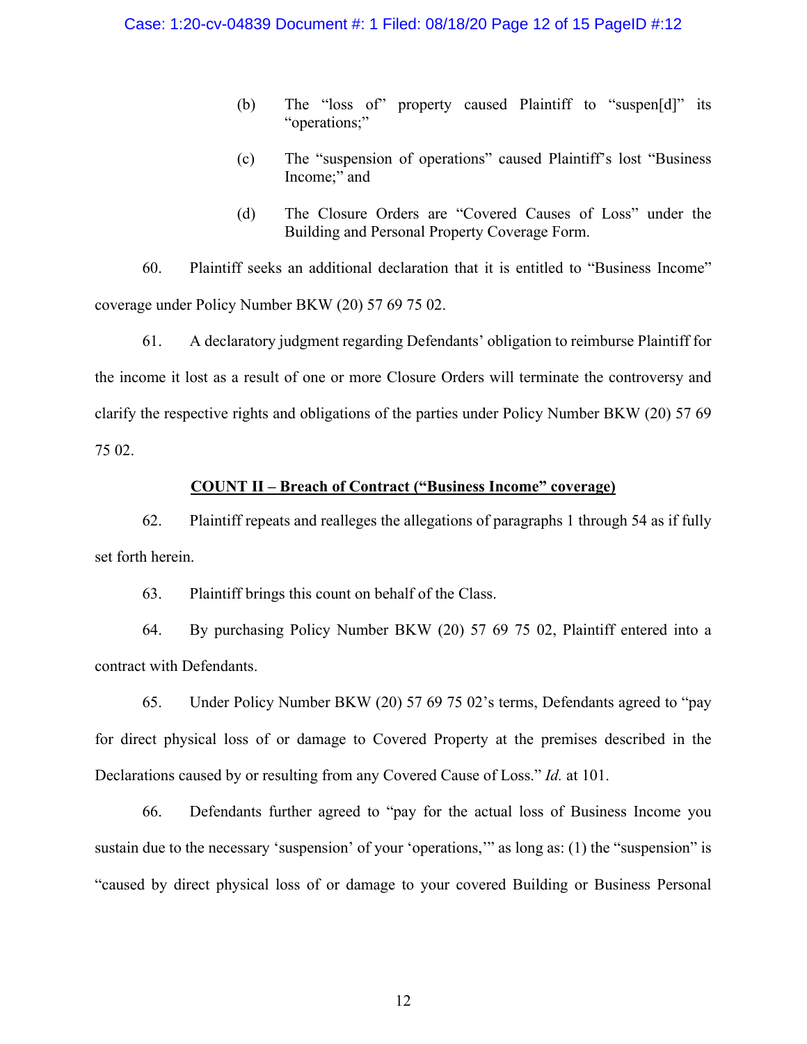(b) The "loss of" property caused Plaintiff to "suspen[d]" its "operations;"

(c) The "suspension of operations" caused Plaintiff's lost "Business Income;" and

(d) The Closure Orders are "Covered Causes of Loss" under the Building and Personal Property Coverage Form.

60. Plaintiff seeks an additional declaration that it is entitled to "Business Income" coverage under Policy Number BKW (20) 57 69 75 02.

61. A declaratory judgment regarding Defendants' obligation to reimburse Plaintiff for the income it lost as a result of one or more Closure Orders will terminate the controversy and clarify the respective rights and obligations of the parties under Policy Number BKW (20) 57 69 75 02.

## <u>COUNT II – Breach of Contract ("Business Income" coverage)</u>

62. Plaintiff repeats and realleges the allegations of paragraphs 1 through 54 as if fully set forth herein.

63. Plaintiff brings this count on behalf of the Class.

64. By purchasing Policy Number BKW (20) 57 69 75 02, Plaintiff entered into a contract with Defendants.

65. Under Policy Number BKW (20) 57 69 75 02's terms, Defendants agreed to "pay for direct physical loss of or damage to Covered Property at the premises described in the Declarations caused by or resulting from any Covered Cause of Loss." *Id.* at 101.

66. Defendants further agreed to "pay for the actual loss of Business Income you sustain due to the necessary 'suspension' of your 'operations,'" as long as: (1) the "suspension" is "caused by direct physical loss of or damage to your covered Building or Business Personal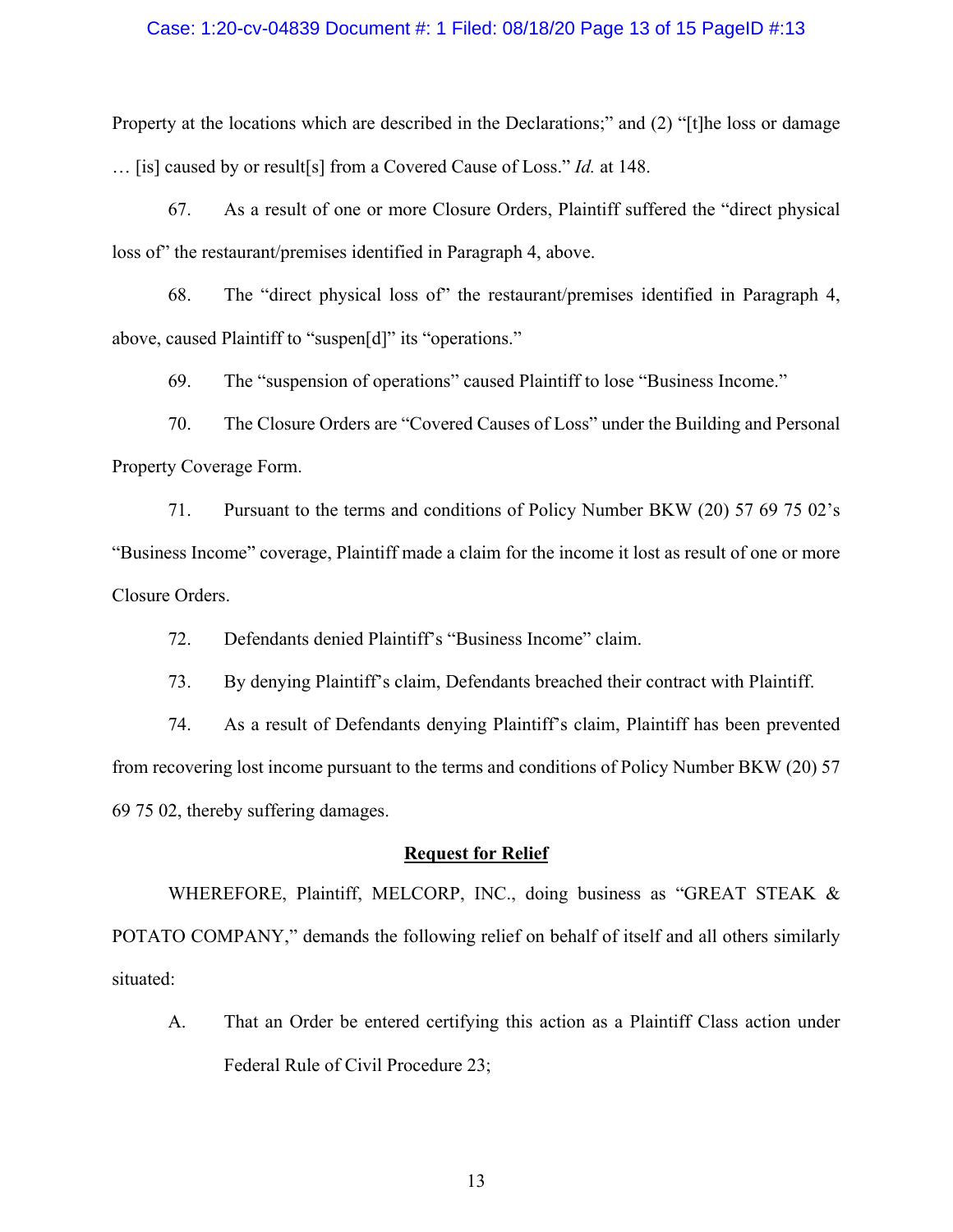Property at the locations which are described in the Declarations;" and (2) "[t]he loss or damage … [is] caused by or result[s] from a Covered Cause of Loss." *Id.* at 148.

67. As a result of one or more Closure Orders, Plaintiff suffered the "direct physical loss of" the restaurant/premises identified in Paragraph 4, above.

68. The "direct physical loss of" the restaurant/premises identified in Paragraph 4, above, caused Plaintiff to "suspen[d]" its "operations."

69. The "suspension of operations" caused Plaintiff to lose "Business Income."

70. The Closure Orders are "Covered Causes of Loss" under the Building and Personal Property Coverage Form.

71. Pursuant to the terms and conditions of Policy Number BKW (20) 57 69 75 02's "Business Income" coverage, Plaintiff made a claim for the income it lost as result of one or more Closure Orders.

72. Defendants denied Plaintiff's "Business Income" claim.

73. By denying Plaintiff's claim, Defendants breached their contract with Plaintiff.

74. As a result of Defendants denying Plaintiff's claim, Plaintiff has been prevented from recovering lost income pursuant to the terms and conditions of Policy Number BKW (20) 57 69 75 02, thereby suffering damages.

**Request for Relief**

WHEREFORE, Plaintiff, MELCORP, INC., doing business as "GREAT STEAK & POTATO COMPANY," demands the following relief on behalf of itself and all others similarly situated:

A. That an Order be entered certifying this action as a Plaintiff Class action under Federal Rule of Civil Procedure 23;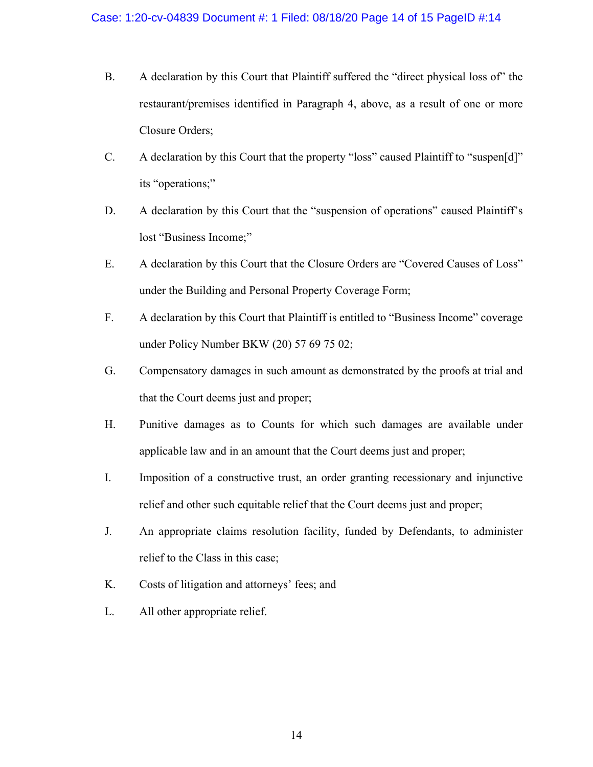B. A declaration by this Court that Plaintiff suffered the "direct physical loss of" the restaurant/premises identified in Paragraph 4, above, as a result of one or more Closure Orders;

C. A declaration by this Court that the property "loss" caused Plaintiff to "suspen[d]" its "operations;"

D. A declaration by this Court that the "suspension of operations" caused Plaintiff's lost "Business Income;"

E. A declaration by this Court that the Closure Orders are "Covered Causes of Loss" under the Building and Personal Property Coverage Form;

F. A declaration by this Court that Plaintiff is entitled to "Business Income" coverage under Policy Number BKW (20) 57 69 75 02;

G. Compensatory damages in such amount as demonstrated by the proofs at trial and that the Court deems just and proper;

H. Punitive damages as to Counts for which such damages are available under applicable law and in an amount that the Court deems just and proper;

I. Imposition of a constructive trust, an order granting recessionary and injunctive relief and other such equitable relief that the Court deems just and proper;

J. An appropriate claims resolution facility, funded by Defendants, to administer relief to the Class in this case;

K. Costs of litigation and attorneys' fees; and

L. All other appropriate relief.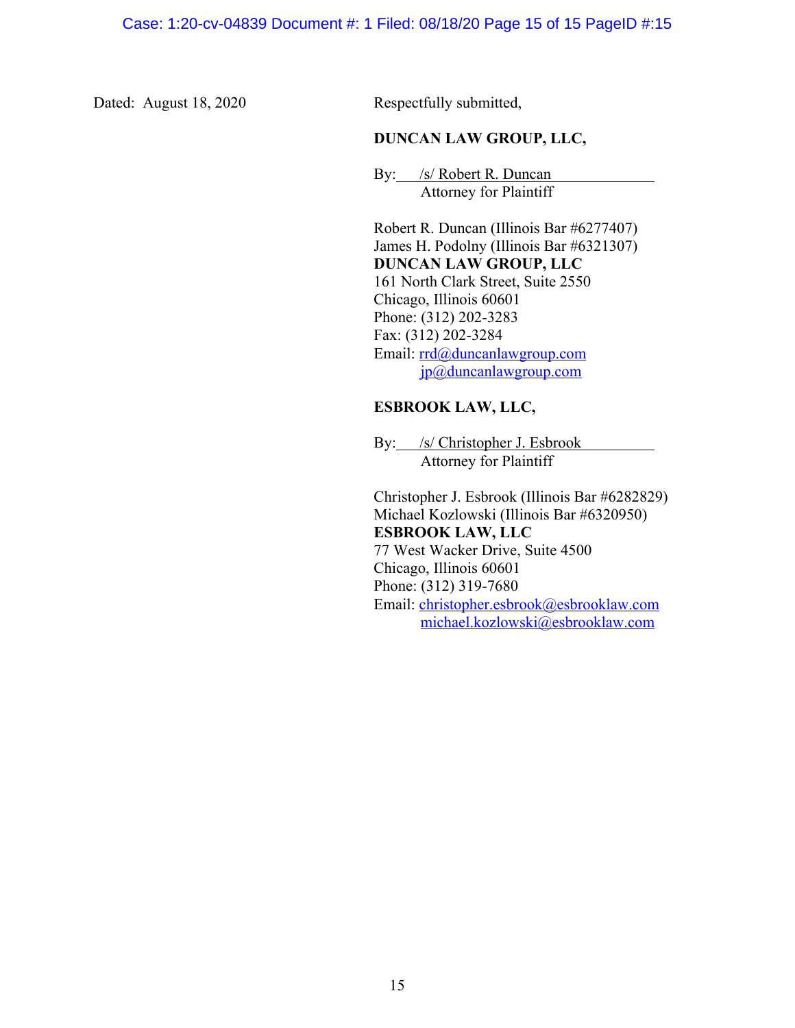Dated: August 18, 2020

Respectfully submitted,

**DUNCAN LAW GROUP, LLC,**

By: /s/ Robert R. Duncan
Attorney for Plaintiff

Robert R. Duncan (Illinois Bar #6277407)
James H. Podolny (Illinois Bar #6321307)
**DUNCAN LAW GROUP, LLC**
161 North Clark Street, Suite 2550
Chicago, Illinois 60601
Phone: (312) 202-3283
Fax: (312) 202-3284
Email: rrd@duncanlawgroup.com
jp@duncanlawgroup.com

**ESBROOK LAW, LLC,**

By: /s/ Christopher J. Esbrook
Attorney for Plaintiff

Christopher J. Esbrook (Illinois Bar #6282829)
Michael Kozlowski (Illinois Bar #6320950)
**ESBROOK LAW, LLC**
77 West Wacker Drive, Suite 4500
Chicago, Illinois 60601
Phone: (312) 319-7680
Email: christopher.esbrook@esbrooklaw.com
michael.kozlowski@esbrooklaw.com